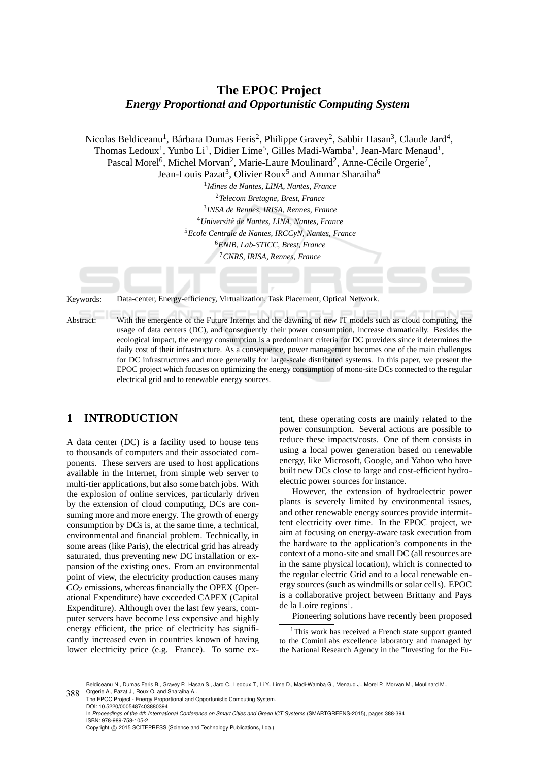# The EPOC Project
## *Energy Proportional and Opportunistic Computing System*

Nicolas Beldiceanu[1], Bárbara Dumas Feris[2], Philippe Gravey[2], Sabbir Hasan[3], Claude Jard[4], Thomas Ledoux[1], Yunbo Li[1], Didier Lime[5], Gilles Madi-Wamba[1], Jean-Marc Menaud[1], Pascal Morel[6], Michel Morvan[2], Marie-Laure Moulinard[2], Anne-Cécile Orgerie[7], Jean-Louis Pazat[3], Olivier Roux[5] and Ammar Sharaiha[6]

[1]*Mines de Nantes, LINA, Nantes, France*
[2]*Telecom Bretagne, Brest, France*
[3]*INSA de Rennes, IRISA, Rennes, France*
[4]*Université de Nantes, LINA, Nantes, France*
[5]*Ecole Centrale de Nantes, IRCCyN, Nantes, France*
[6]*ENIB, Lab-STICC, Brest, France*
[7]*CNRS, IRISA, Rennes, France*

Keywords: Data-center, Energy-efficiency, Virtualization, Task Placement, Optical Network.

Abstract: With the emergence of the Future Internet and the dawning of new IT models such as cloud computing, the usage of data centers (DC), and consequently their power consumption, increase dramatically. Besides the ecological impact, the energy consumption is a predominant criteria for DC providers since it determines the daily cost of their infrastructure. As a consequence, power management becomes one of the main challenges for DC infrastructures and more generally for large-scale distributed systems. In this paper, we present the EPOC project which focuses on optimizing the energy consumption of mono-site DCs connected to the regular electrical grid and to renewable energy sources.

## 1 INTRODUCTION

A data center (DC) is a facility used to house tens to thousands of computers and their associated components. These servers are used to host applications available in the Internet, from simple web server to multi-tier applications, but also some batch jobs. With the explosion of online services, particularly driven by the extension of cloud computing, DCs are consuming more and more energy. The growth of energy consumption by DCs is, at the same time, a technical, environmental and financial problem. Technically, in some areas (like Paris), the electrical grid has already saturated, thus preventing new DC installation or expansion of the existing ones. From an environmental point of view, the electricity production causes many $CO_2$ emissions, whereas financially the OPEX (Operational Expenditure) have exceeded CAPEX (Capital Expenditure). Although over the last few years, computer servers have become less expensive and highly energy efficient, the price of electricity has significantly increased even in countries known of having lower electricity price (e.g. France). To some extent, these operating costs are mainly related to the power consumption. Several actions are possible to reduce these impacts/costs. One of them consists in using a local power generation based on renewable energy, like Microsoft, Google, and Yahoo who have built new DCs close to large and cost-efficient hydroelectric power sources for instance.

However, the extension of hydroelectric power plants is severely limited by environmental issues, and other renewable energy sources provide intermittent electricity over time. In the EPOC project, we aim at focusing on energy-aware task execution from the hardware to the application's components in the context of a mono-site and small DC (all resources are in the same physical location), which is connected to the regular electric Grid and to a local renewable energy sources (such as windmills or solar cells). EPOC is a collaborative project between Brittany and Pays de la Loire regions[1].

Pioneering solutions have recently been proposed

[1]This work has received a French state support granted to the CominLabs excellence laboratory and managed by the National Research Agency in the "Investing for the Fu-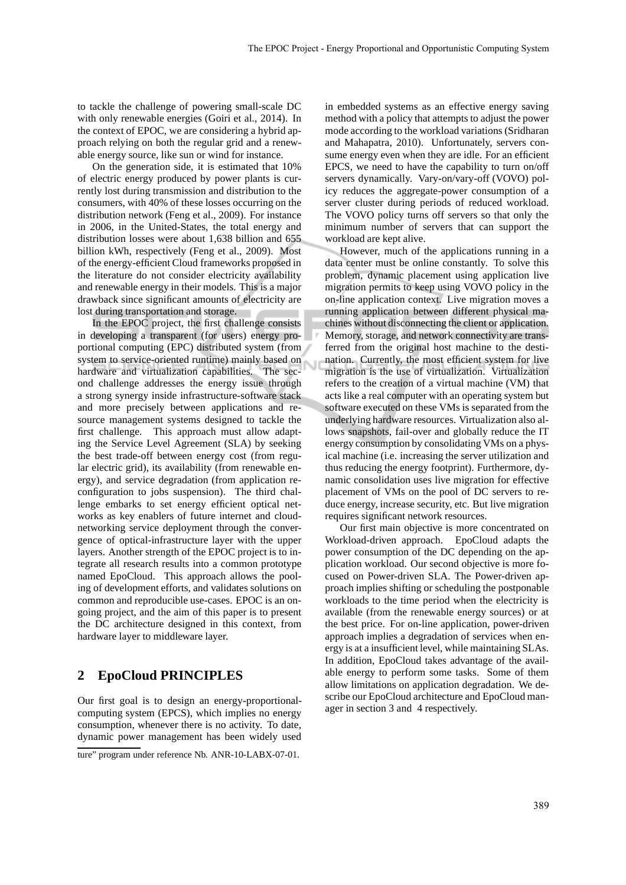to tackle the challenge of powering small-scale DC with only renewable energies (Goiri et al., 2014). In the context of EPOC, we are considering a hybrid approach relying on both the regular grid and a renewable energy source, like sun or wind for instance.

On the generation side, it is estimated that 10% of electric energy produced by power plants is currently lost during transmission and distribution to the consumers, with 40% of these losses occurring on the distribution network (Feng et al., 2009). For instance in 2006, in the United-States, the total energy and distribution losses were about 1,638 billion and 655 billion kWh, respectively (Feng et al., 2009). Most of the energy-efficient Cloud frameworks proposed in the literature do not consider electricity availability and renewable energy in their models. This is a major drawback since significant amounts of electricity are lost during transportation and storage.

In the EPOC project, the first challenge consists in developing a transparent (for users) energy proportional computing (EPC) distributed system (from system to service-oriented runtime) mainly based on hardware and virtualization capabilities. The second challenge addresses the energy issue through a strong synergy inside infrastructure-software stack and more precisely between applications and resource management systems designed to tackle the first challenge. This approach must allow adapting the Service Level Agreement (SLA) by seeking the best trade-off between energy cost (from regular electric grid), its availability (from renewable energy), and service degradation (from application reconfiguration to jobs suspension). The third challenge embarks to set energy efficient optical networks as key enablers of future internet and cloud-networking service deployment through the convergence of optical-infrastructure layer with the upper layers. Another strength of the EPOC project is to integrate all research results into a common prototype named EpoCloud. This approach allows the pooling of development efforts, and validates solutions on common and reproducible use-cases. EPOC is an ongoing project, and the aim of this paper is to present the DC architecture designed in this context, from hardware layer to middleware layer.

## 2 EpoCloud PRINCIPLES

Our first goal is to design an energy-proportional-computing system (EPCS), which implies no energy consumption, whenever there is no activity. To date, dynamic power management has been widely used in embedded systems as an effective energy saving method with a policy that attempts to adjust the power mode according to the workload variations (Sridharan and Mahapatra, 2010). Unfortunately, servers consume energy even when they are idle. For an efficient EPCS, we need to have the capability to turn on/off servers dynamically. Vary-on/vary-off (VOVO) policy reduces the aggregate-power consumption of a server cluster during periods of reduced workload. The VOVO policy turns off servers so that only the minimum number of servers that can support the workload are kept alive.

However, much of the applications running in a data center must be online constantly. To solve this problem, dynamic placement using application live migration permits to keep using VOVO policy in the on-line application context. Live migration moves a running application between different physical machines without disconnecting the client or application. Memory, storage, and network connectivity are transferred from the original host machine to the destination. Currently, the most efficient system for live migration is the use of virtualization. Virtualization refers to the creation of a virtual machine (VM) that acts like a real computer with an operating system but software executed on these VMs is separated from the underlying hardware resources. Virtualization also allows snapshots, fail-over and globally reduce the IT energy consumption by consolidating VMs on a physical machine (i.e. increasing the server utilization and thus reducing the energy footprint). Furthermore, dynamic consolidation uses live migration for effective placement of VMs on the pool of DC servers to reduce energy, increase security, etc. But live migration requires significant network resources.

Our first main objective is more concentrated on Workload-driven approach. EpoCloud adapts the power consumption of the DC depending on the application workload. Our second objective is more focused on Power-driven SLA. The Power-driven approach implies shifting or scheduling the postponable workloads to the time period when the electricity is available (from the renewable energy sources) or at the best price. For on-line application, power-driven approach implies a degradation of services when energy is at a insufficient level, while maintaining SLAs. In addition, EpoCloud takes advantage of the available energy to perform some tasks. Some of them allow limitations on application degradation. We describe our EpoCloud architecture and EpoCloud manager in section 3 and 4 respectively.

ture" program under reference Nb. ANR-10-LABX-07-01.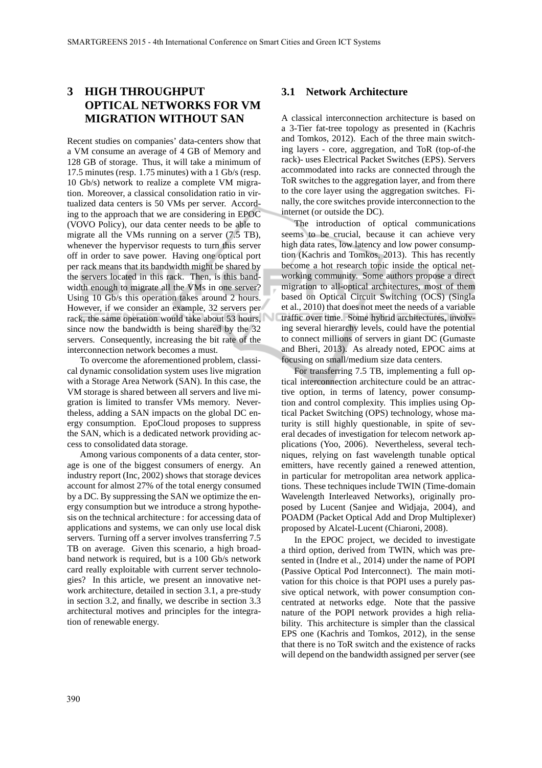## 3 HIGH THROUGHPUT OPTICAL NETWORKS FOR VM MIGRATION WITHOUT SAN

Recent studies on companies' data-centers show that a VM consume an average of 4 GB of Memory and 128 GB of storage. Thus, it will take a minimum of 17.5 minutes (resp. 1.75 minutes) with a 1 Gb/s (resp. 10 Gb/s) network to realize a complete VM migration. Moreover, a classical consolidation ratio in virtualized data centers is 50 VMs per server. According to the approach that we are considering in EPOC (VOVO Policy), our data center needs to be able to migrate all the VMs running on a server (7.5 TB), whenever the hypervisor requests to turn this server off in order to save power. Having one optical port per rack means that its bandwidth might be shared by the servers located in this rack. Then, is this bandwidth enough to migrate all the VMs in one server? Using 10 Gb/s this operation takes around 2 hours. However, if we consider an example, 32 servers per rack, the same operation would take about 53 hours, since now the bandwidth is being shared by the 32 servers. Consequently, increasing the bit rate of the interconnection network becomes a must.

To overcome the aforementioned problem, classical dynamic consolidation system uses live migration with a Storage Area Network (SAN). In this case, the VM storage is shared between all servers and live migration is limited to transfer VMs memory. Nevertheless, adding a SAN impacts on the global DC energy consumption. EpoCloud proposes to suppress the SAN, which is a dedicated network providing access to consolidated data storage.

Among various components of a data center, storage is one of the biggest consumers of energy. An industry report (Inc, 2002) shows that storage devices account for almost 27% of the total energy consumed by a DC. By suppressing the SAN we optimize the energy consumption but we introduce a strong hypothesis on the technical architecture : for accessing data of applications and systems, we can only use local disk servers. Turning off a server involves transferring 7.5 TB on average. Given this scenario, a high broadband network is required, but is a 100 Gb/s network card really exploitable with current server technologies? In this article, we present an innovative network architecture, detailed in section 3.1, a pre-study in section 3.2, and finally, we describe in section 3.3 architectural motives and principles for the integration of renewable energy.

### 3.1 Network Architecture

A classical interconnection architecture is based on a 3-Tier fat-tree topology as presented in (Kachris and Tomkos, 2012). Each of the three main switching layers - core, aggregation, and ToR (top-of-the rack)- uses Electrical Packet Switches (EPS). Servers accommodated into racks are connected through the ToR switches to the aggregation layer, and from there to the core layer using the aggregation switches. Finally, the core switches provide interconnection to the internet (or outside the DC).

The introduction of optical communications seems to be crucial, because it can achieve very high data rates, low latency and low power consumption (Kachris and Tomkos, 2013). This has recently become a hot research topic inside the optical networking community. Some authors propose a direct migration to all-optical architectures, most of them based on Optical Circuit Switching (OCS) (Singla et al., 2010) that does not meet the needs of a variable traffic over time. Some hybrid architectures, involving several hierarchy levels, could have the potential to connect millions of servers in giant DC (Gumaste and Bheri, 2013). As already noted, EPOC aims at focusing on small/medium size data centers.

For transferring 7.5 TB, implementing a full optical interconnection architecture could be an attractive option, in terms of latency, power consumption and control complexity. This implies using Optical Packet Switching (OPS) technology, whose maturity is still highly questionable, in spite of several decades of investigation for telecom network applications (Yoo, 2006). Nevertheless, several techniques, relying on fast wavelength tunable optical emitters, have recently gained a renewed attention, in particular for metropolitan area network applications. These techniques include TWIN (Time-domain Wavelength Interleaved Networks), originally proposed by Lucent (Sanjee and Widjaja, 2004), and POADM (Packet Optical Add and Drop Multiplexer) proposed by Alcatel-Lucent (Chiaroni, 2008).

In the EPOC project, we decided to investigate a third option, derived from TWIN, which was presented in (Indre et al., 2014) under the name of POPI (Passive Optical Pod Interconnect). The main motivation for this choice is that POPI uses a purely passive optical network, with power consumption concentrated at networks edge. Note that the passive nature of the POPI network provides a high reliability. This architecture is simpler than the classical EPS one (Kachris and Tomkos, 2012), in the sense that there is no ToR switch and the existence of racks will depend on the bandwidth assigned per server (see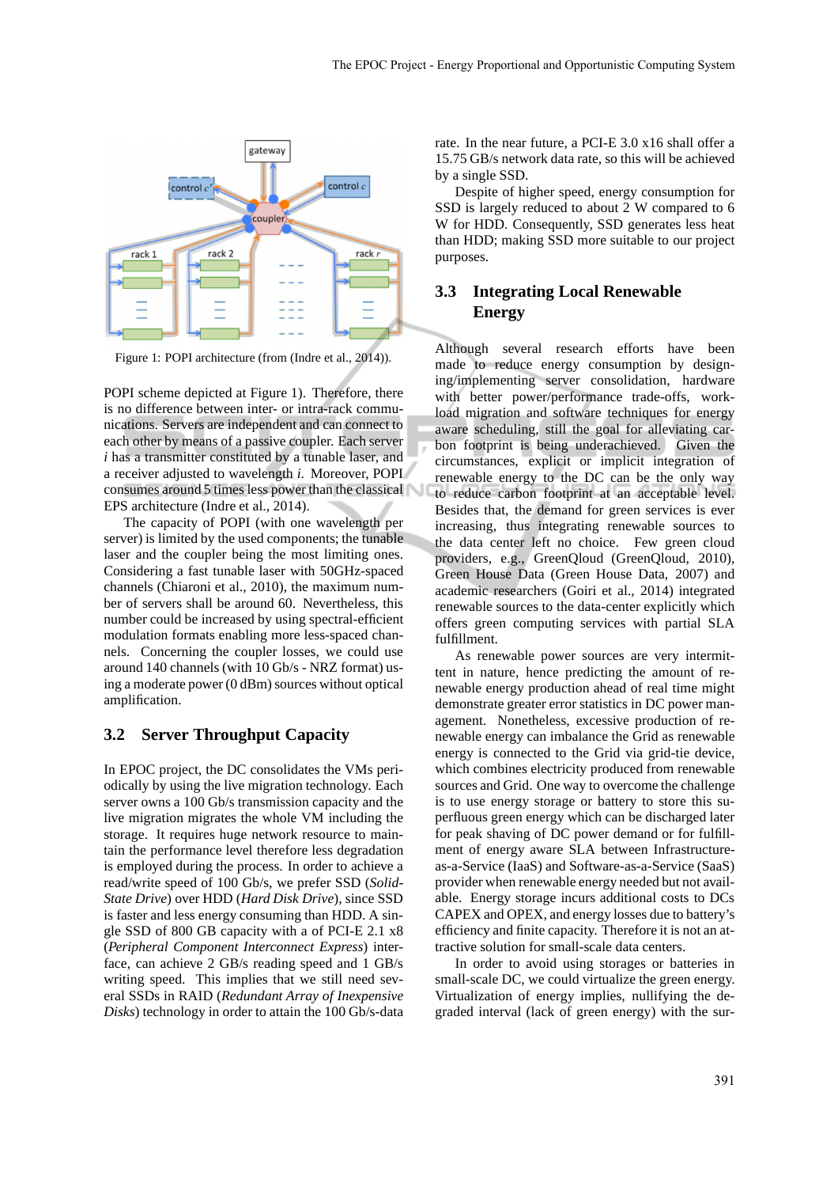Figure 1: POPI architecture (from (Indre et al., 2014)).

POPI scheme depicted at Figure 1). Therefore, there is no difference between inter- or intra-rack communications. Servers are independent and can connect to each other by means of a passive coupler. Each server $i$ has a transmitter constituted by a tunable laser, and a receiver adjusted to wavelength $i$. Moreover, POPI consumes around 5 times less power than the classical EPS architecture (Indre et al., 2014).

The capacity of POPI (with one wavelength per server) is limited by the used components; the tunable laser and the coupler being the most limiting ones. Considering a fast tunable laser with 50GHz-spaced channels (Chiaroni et al., 2010), the maximum number of servers shall be around 60. Nevertheless, this number could be increased by using spectral-efficient modulation formats enabling more less-spaced channels. Concerning the coupler losses, we could use around 140 channels (with 10 Gb/s - NRZ format) using a moderate power (0 dBm) sources without optical amplification.

## 3.2 Server Throughput Capacity

In EPOC project, the DC consolidates the VMs periodically by using the live migration technology. Each server owns a 100 Gb/s transmission capacity and the live migration migrates the whole VM including the storage. It requires huge network resource to maintain the performance level therefore less degradation is employed during the process. In order to achieve a read/write speed of 100 Gb/s, we prefer SSD (*Solid-State Drive*) over HDD (*Hard Disk Drive*), since SSD is faster and less energy consuming than HDD. A single SSD of 800 GB capacity with a of PCI-E 2.1 x8 (*Peripheral Component Interconnect Express*) interface, can achieve 2 GB/s reading speed and 1 GB/s writing speed. This implies that we still need several SSDs in RAID (*Redundant Array of Inexpensive Disks*) technology in order to attain the 100 Gb/s-data rate. In the near future, a PCI-E 3.0 x16 shall offer a 15.75 GB/s network data rate, so this will be achieved by a single SSD.

Despite of higher speed, energy consumption for SSD is largely reduced to about 2 W compared to 6 W for HDD. Consequently, SSD generates less heat than HDD; making SSD more suitable to our project purposes.

## 3.3 Integrating Local Renewable Energy

Although several research efforts have been made to reduce energy consumption by designing/implementing server consolidation, hardware with better power/performance trade-offs, workload migration and software techniques for energy aware scheduling, still the goal for alleviating carbon footprint is being underachieved. Given the circumstances, explicit or implicit integration of renewable energy to the DC can be the only way to reduce carbon footprint at an acceptable level. Besides that, the demand for green services is ever increasing, thus integrating renewable sources to the data center left no choice. Few green cloud providers, e.g., GreenQloud (GreenQloud, 2010), Green House Data (Green House Data, 2007) and academic researchers (Goiri et al., 2014) integrated renewable sources to the data-center explicitly which offers green computing services with partial SLA fulfillment.

As renewable power sources are very intermittent in nature, hence predicting the amount of renewable energy production ahead of real time might demonstrate greater error statistics in DC power management. Nonetheless, excessive production of renewable energy can imbalance the Grid as renewable energy is connected to the Grid via grid-tie device, which combines electricity produced from renewable sources and Grid. One way to overcome the challenge is to use energy storage or battery to store this superfluous green energy which can be discharged later for peak shaving of DC power demand or for fulfillment of energy aware SLA between Infrastructure-as-a-Service (IaaS) and Software-as-a-Service (SaaS) provider when renewable energy needed but not available. Energy storage incurs additional costs to DCs CAPEX and OPEX, and energy losses due to battery's efficiency and finite capacity. Therefore it is not an attractive solution for small-scale data centers.

In order to avoid using storages or batteries in small-scale DC, we could virtualize the green energy. Virtualization of energy implies, nullifying the degraded interval (lack of green energy) with the sur-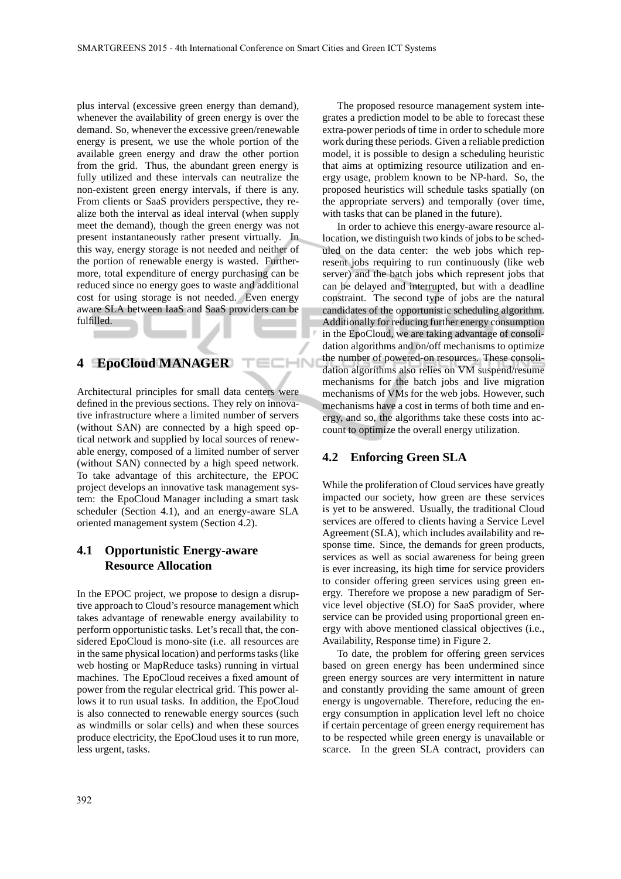plus interval (excessive green energy than demand), whenever the availability of green energy is over the demand. So, whenever the excessive green/renewable energy is present, we use the whole portion of the available green energy and draw the other portion from the grid. Thus, the abundant green energy is fully utilized and these intervals can neutralize the non-existent green energy intervals, if there is any. From clients or SaaS providers perspective, they realize both the interval as ideal interval (when supply meet the demand), though the green energy was not present instantaneously rather present virtually. In this way, energy storage is not needed and neither of the portion of renewable energy is wasted. Furthermore, total expenditure of energy purchasing can be reduced since no energy goes to waste and additional cost for using storage is not needed. Even energy aware SLA between IaaS and SaaS providers can be fulfilled.

## 4 EpoCloud MANAGER

Architectural principles for small data centers were defined in the previous sections. They rely on innovative infrastructure where a limited number of servers (without SAN) are connected by a high speed optical network and supplied by local sources of renewable energy, composed of a limited number of server (without SAN) connected by a high speed network. To take advantage of this architecture, the EPOC project develops an innovative task management system: the EpoCloud Manager including a smart task scheduler (Section 4.1), and an energy-aware SLA oriented management system (Section 4.2).

### 4.1 Opportunistic Energy-aware Resource Allocation

In the EPOC project, we propose to design a disruptive approach to Cloud's resource management which takes advantage of renewable energy availability to perform opportunistic tasks. Let's recall that, the considered EpoCloud is mono-site (i.e. all resources are in the same physical location) and performs tasks (like web hosting or MapReduce tasks) running in virtual machines. The EpoCloud receives a fixed amount of power from the regular electrical grid. This power allows it to run usual tasks. In addition, the EpoCloud is also connected to renewable energy sources (such as windmills or solar cells) and when these sources produce electricity, the EpoCloud uses it to run more, less urgent, tasks.

The proposed resource management system integrates a prediction model to be able to forecast these extra-power periods of time in order to schedule more work during these periods. Given a reliable prediction model, it is possible to design a scheduling heuristic that aims at optimizing resource utilization and energy usage, problem known to be NP-hard. So, the proposed heuristics will schedule tasks spatially (on the appropriate servers) and temporally (over time, with tasks that can be planed in the future).

In order to achieve this energy-aware resource allocation, we distinguish two kinds of jobs to be scheduled on the data center: the web jobs which represent jobs requiring to run continuously (like web server) and the batch jobs which represent jobs that can be delayed and interrupted, but with a deadline constraint. The second type of jobs are the natural candidates of the opportunistic scheduling algorithm. Additionally for reducing further energy consumption in the EpoCloud, we are taking advantage of consolidation algorithms and on/off mechanisms to optimize the number of powered-on resources. These consolidation algorithms also relies on VM suspend/resume mechanisms for the batch jobs and live migration mechanisms of VMs for the web jobs. However, such mechanisms have a cost in terms of both time and energy, and so, the algorithms take these costs into account to optimize the overall energy utilization.

### 4.2 Enforcing Green SLA

While the proliferation of Cloud services have greatly impacted our society, how green are these services is yet to be answered. Usually, the traditional Cloud services are offered to clients having a Service Level Agreement (SLA), which includes availability and response time. Since, the demands for green products, services as well as social awareness for being green is ever increasing, its high time for service providers to consider offering green services using green energy. Therefore we propose a new paradigm of Service level objective (SLO) for SaaS provider, where service can be provided using proportional green energy with above mentioned classical objectives (i.e., Availability, Response time) in Figure 2.

To date, the problem for offering green services based on green energy has been undermined since green energy sources are very intermittent in nature and constantly providing the same amount of green energy is ungovernable. Therefore, reducing the energy consumption in application level left no choice if certain percentage of green energy requirement has to be respected while green energy is unavailable or scarce. In the green SLA contract, providers can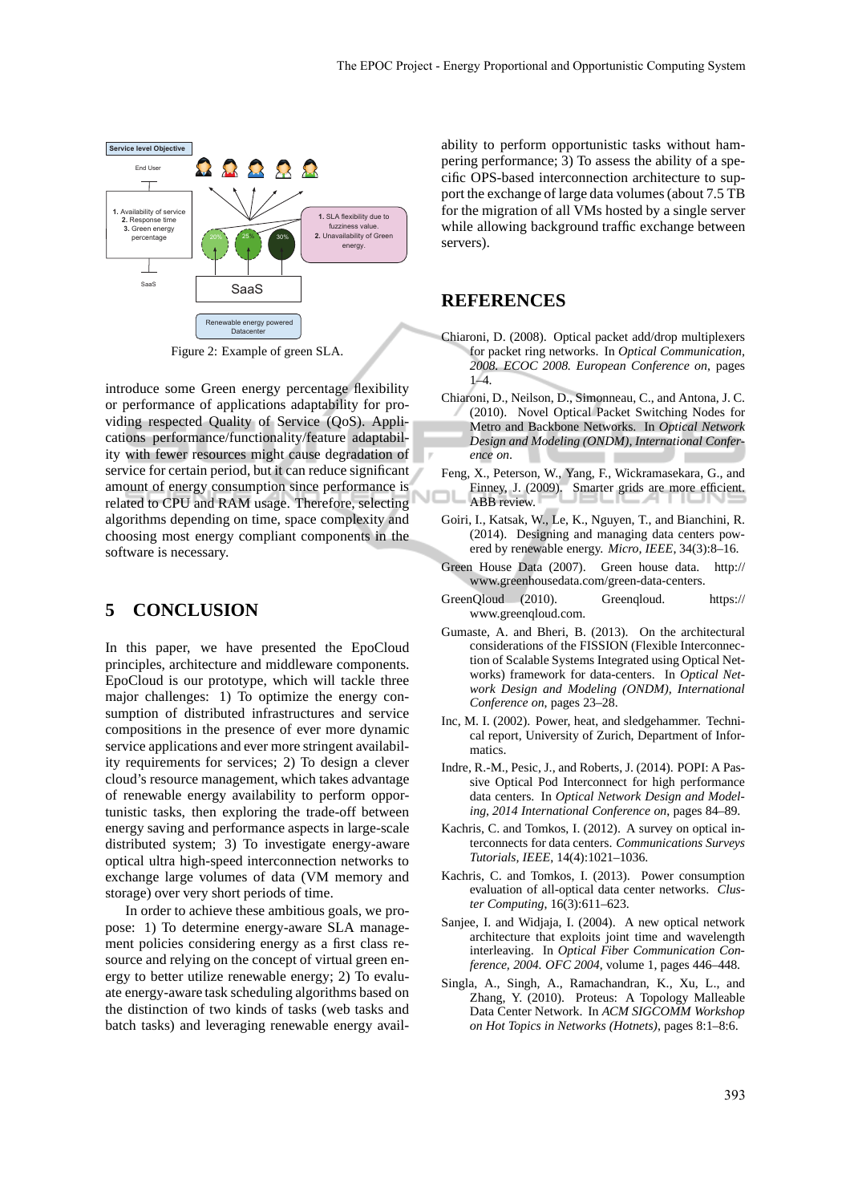Figure 2: Example of green SLA.

introduce some Green energy percentage flexibility or performance of applications adaptability for providing respected Quality of Service (QoS). Applications performance/functionality/feature adaptability with fewer resources might cause degradation of service for certain period, but it can reduce significant amount of energy consumption since performance is related to CPU and RAM usage. Therefore, selecting algorithms depending on time, space complexity and choosing most energy compliant components in the software is necessary.

## 5 CONCLUSION

In this paper, we have presented the EpoCloud principles, architecture and middleware components. EpoCloud is our prototype, which will tackle three major challenges: 1) To optimize the energy consumption of distributed infrastructures and service compositions in the presence of ever more dynamic service applications and ever more stringent availability requirements for services; 2) To design a clever cloud's resource management, which takes advantage of renewable energy availability to perform opportunistic tasks, then exploring the trade-off between energy saving and performance aspects in large-scale distributed system; 3) To investigate energy-aware optical ultra high-speed interconnection networks to exchange large volumes of data (VM memory and storage) over very short periods of time.

In order to achieve these ambitious goals, we propose: 1) To determine energy-aware SLA management policies considering energy as a first class resource and relying on the concept of virtual green energy to better utilize renewable energy; 2) To evaluate energy-aware task scheduling algorithms based on the distinction of two kinds of tasks (web tasks and batch tasks) and leveraging renewable energy availability to perform opportunistic tasks without hampering performance; 3) To assess the ability of a specific OPS-based interconnection architecture to support the exchange of large data volumes (about 7.5 TB for the migration of all VMs hosted by a single server while allowing background traffic exchange between servers).

## REFERENCES

Chiaroni, D. (2008). Optical packet add/drop multiplexers for packet ring networks. In *Optical Communication, 2008. ECOC 2008. European Conference on*, pages 1–4.

Chiaroni, D., Neilson, D., Simonneau, C., and Antona, J. C. (2010). Novel Optical Packet Switching Nodes for Metro and Backbone Networks. In *Optical Network Design and Modeling (ONDM), International Conference on*.

Feng, X., Peterson, W., Yang, F., Wickramasekara, G., and Finney, J. (2009). Smarter grids are more efficient. ABB review.

Goiri, I., Katsak, W., Le, K., Nguyen, T., and Bianchini, R. (2014). Designing and managing data centers powered by renewable energy. *Micro, IEEE*, 34(3):8–16.

Green House Data (2007). Green house data. http://www.greenhousedata.com/green-data-centers.

GreenQloud (2010). Greenqloud. https://www.greenqloud.com.

Gumaste, A. and Bheri, B. (2013). On the architectural considerations of the FISSION (Flexible Interconnection of Scalable Systems Integrated using Optical Networks) framework for data-centers. In *Optical Network Design and Modeling (ONDM), International Conference on*, pages 23–28.

Inc, M. I. (2002). Power, heat, and sledgehammer. Technical report, University of Zurich, Department of Informatics.

Indre, R.-M., Pesic, J., and Roberts, J. (2014). POPI: A Passive Optical Pod Interconnect for high performance data centers. In *Optical Network Design and Modeling, 2014 International Conference on*, pages 84–89.

Kachris, C. and Tomkos, I. (2012). A survey on optical interconnects for data centers. *Communications Surveys Tutorials, IEEE*, 14(4):1021–1036.

Kachris, C. and Tomkos, I. (2013). Power consumption evaluation of all-optical data center networks. *Cluster Computing*, 16(3):611–623.

Sanjee, I. and Widjaja, I. (2004). A new optical network architecture that exploits joint time and wavelength interleaving. In *Optical Fiber Communication Conference, 2004. OFC 2004*, volume 1, pages 446–448.

Singla, A., Singh, A., Ramachandran, K., Xu, L., and Zhang, Y. (2010). Proteus: A Topology Malleable Data Center Network. In *ACM SIGCOMM Workshop on Hot Topics in Networks (Hotnets)*, pages 8:1–8:6.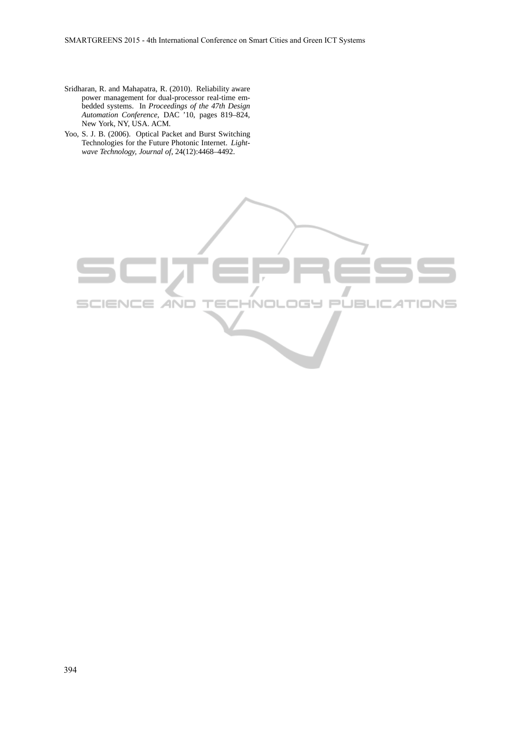Sridharan, R. and Mahapatra, R. (2010). Reliability aware power management for dual-processor real-time embedded systems. In *Proceedings of the 47th Design Automation Conference*, DAC '10, pages 819–824, New York, NY, USA. ACM.

Yoo, S. J. B. (2006). Optical Packet and Burst Switching Technologies for the Future Photonic Internet. *Lightwave Technology, Journal of*, 24(12):4468–4492.